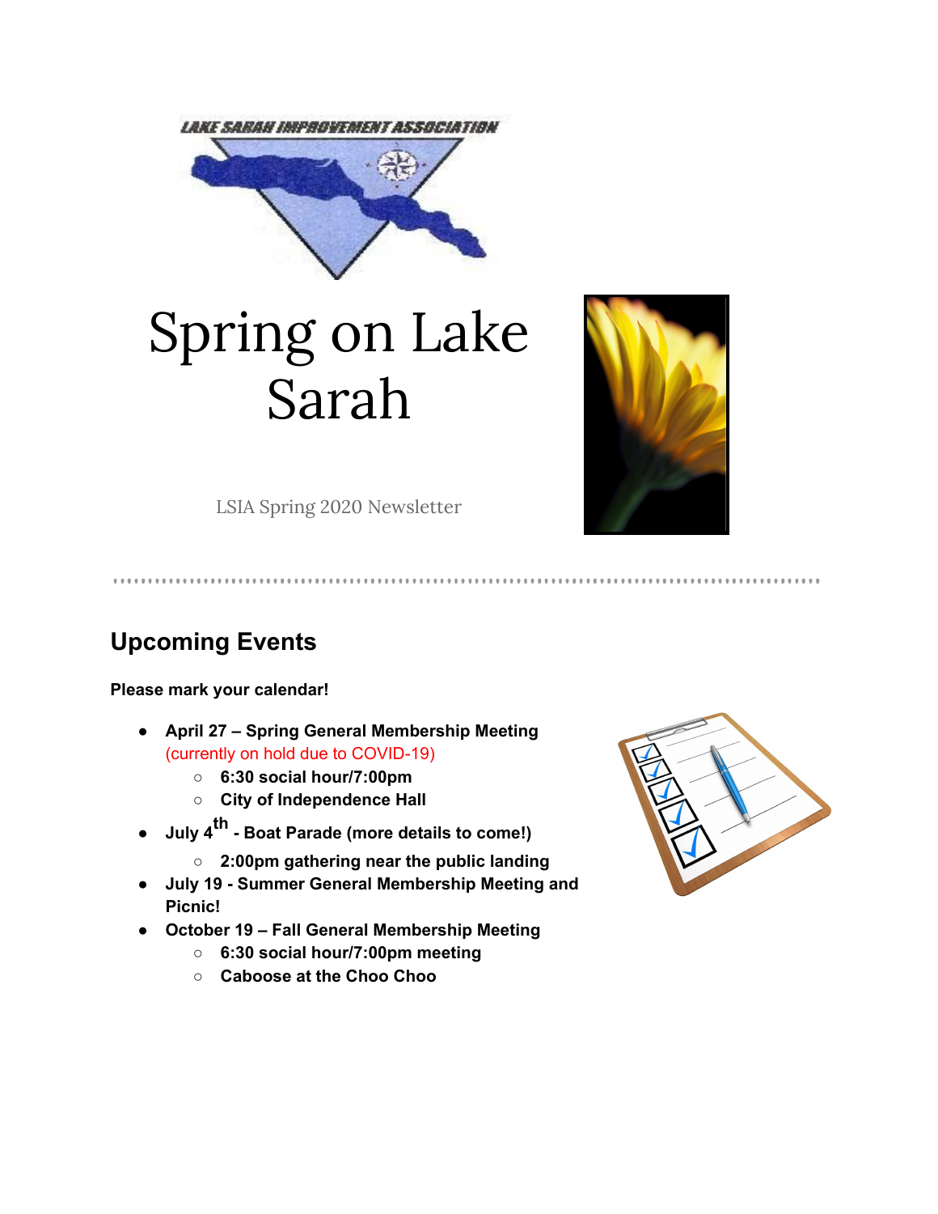LAKE SARAH IMPROVEMENT ASSOCIATION

# Spring on Lake Sarah

LSIA Spring 2020 Newsletter

## Upcoming Events

**Please mark your calendar!**

- **April 27 – Spring General Membership Meeting** (currently on hold due to COVID-19)
  - **6:30 social hour/7:00pm**
  - **City of Independence Hall**
- **July 4th - Boat Parade (more details to come!)**
  - **2:00pm gathering near the public landing**
- **July 19 - Summer General Membership Meeting and Picnic!**
- **October 19 – Fall General Membership Meeting**
  - **6:30 social hour/7:00pm meeting**
  - **Caboose at the Choo Choo**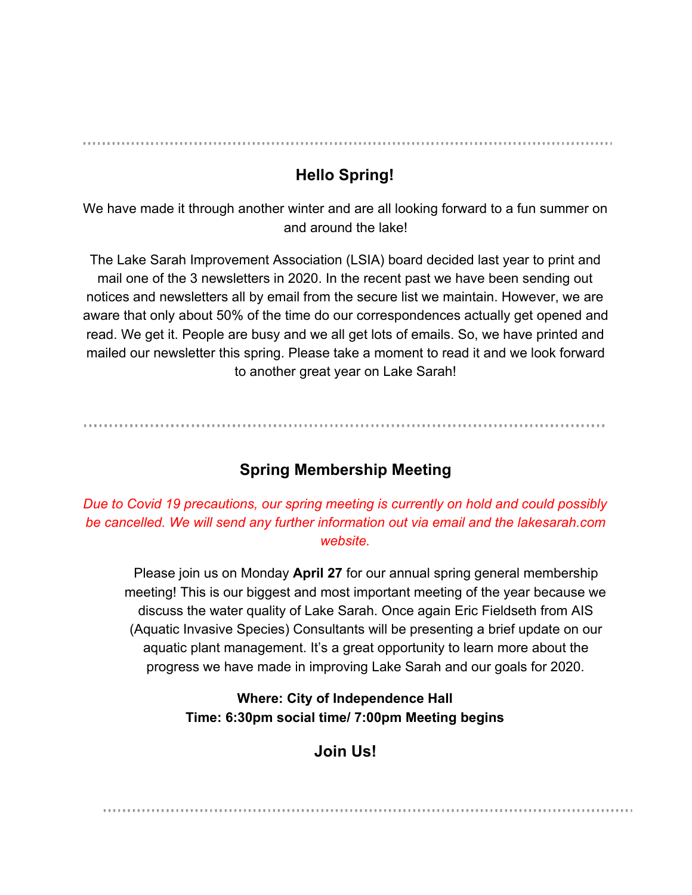---

## Hello Spring!

We have made it through another winter and are all looking forward to a fun summer on and around the lake!

The Lake Sarah Improvement Association (LSIA) board decided last year to print and mail one of the 3 newsletters in 2020. In the recent past we have been sending out notices and newsletters all by email from the secure list we maintain. However, we are aware that only about 50% of the time do our correspondences actually get opened and read. We get it. People are busy and we all get lots of emails. So, we have printed and mailed our newsletter this spring. Please take a moment to read it and we look forward to another great year on Lake Sarah!

---

## Spring Membership Meeting

*Due to Covid 19 precautions, our spring meeting is currently on hold and could possibly be cancelled. We will send any further information out via email and the lakesarah.com website.*

Please join us on Monday **April 27** for our annual spring general membership meeting! This is our biggest and most important meeting of the year because we discuss the water quality of Lake Sarah. Once again Eric Fieldseth from AIS (Aquatic Invasive Species) Consultants will be presenting a brief update on our aquatic plant management. It's a great opportunity to learn more about the progress we have made in improving Lake Sarah and our goals for 2020.

**Where: City of Independence Hall**
**Time: 6:30pm social time/ 7:00pm Meeting begins**

## Join Us!

---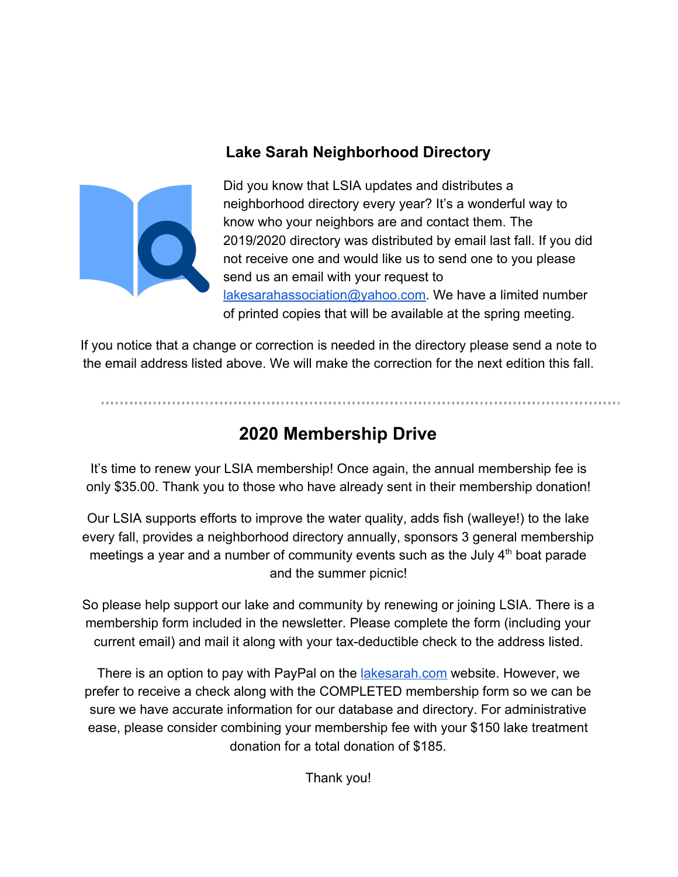## Lake Sarah Neighborhood Directory

Did you know that LSIA updates and distributes a neighborhood directory every year? It's a wonderful way to know who your neighbors are and contact them. The 2019/2020 directory was distributed by email last fall. If you did not receive one and would like us to send one to you please send us an email with your request to lakesarahassociation@yahoo.com. We have a limited number of printed copies that will be available at the spring meeting.

If you notice that a change or correction is needed in the directory please send a note to the email address listed above. We will make the correction for the next edition this fall.

---

## 2020 Membership Drive

It's time to renew your LSIA membership! Once again, the annual membership fee is only $35.00. Thank you to those who have already sent in their membership donation!

Our LSIA supports efforts to improve the water quality, adds fish (walleye!) to the lake every fall, provides a neighborhood directory annually, sponsors 3 general membership meetings a year and a number of community events such as the July 4th boat parade and the summer picnic!

So please help support our lake and community by renewing or joining LSIA. There is a membership form included in the newsletter. Please complete the form (including your current email) and mail it along with your tax-deductible check to the address listed.

There is an option to pay with PayPal on the lakesarah.com website. However, we prefer to receive a check along with the COMPLETED membership form so we can be sure we have accurate information for our database and directory. For administrative ease, please consider combining your membership fee with your $150 lake treatment donation for a total donation of $185.

Thank you!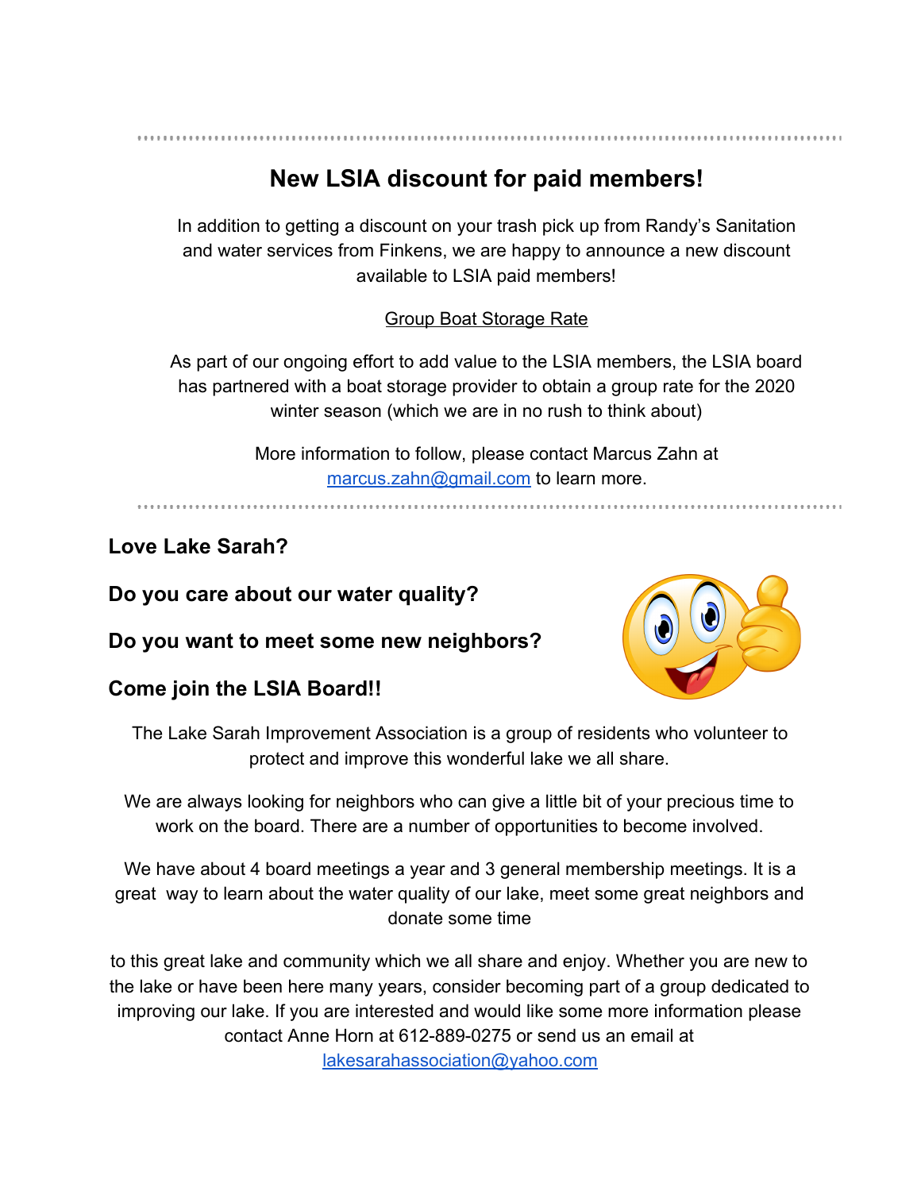## New LSIA discount for paid members!

In addition to getting a discount on your trash pick up from Randy's Sanitation and water services from Finkens, we are happy to announce a new discount available to LSIA paid members!

Group Boat Storage Rate

As part of our ongoing effort to add value to the LSIA members, the LSIA board has partnered with a boat storage provider to obtain a group rate for the 2020 winter season (which we are in no rush to think about)

More information to follow, please contact Marcus Zahn at marcus.zahn@gmail.com to learn more.

**Love Lake Sarah?**

**Do you care about our water quality?**

**Do you want to meet some new neighbors?**

**Come join the LSIA Board!!**

The Lake Sarah Improvement Association is a group of residents who volunteer to protect and improve this wonderful lake we all share.

We are always looking for neighbors who can give a little bit of your precious time to work on the board. There are a number of opportunities to become involved.

We have about 4 board meetings a year and 3 general membership meetings. It is a great way to learn about the water quality of our lake, meet some great neighbors and donate some time

to this great lake and community which we all share and enjoy. Whether you are new to the lake or have been here many years, consider becoming part of a group dedicated to improving our lake. If you are interested and would like some more information please contact Anne Horn at 612-889-0275 or send us an email at lakesarahassociation@yahoo.com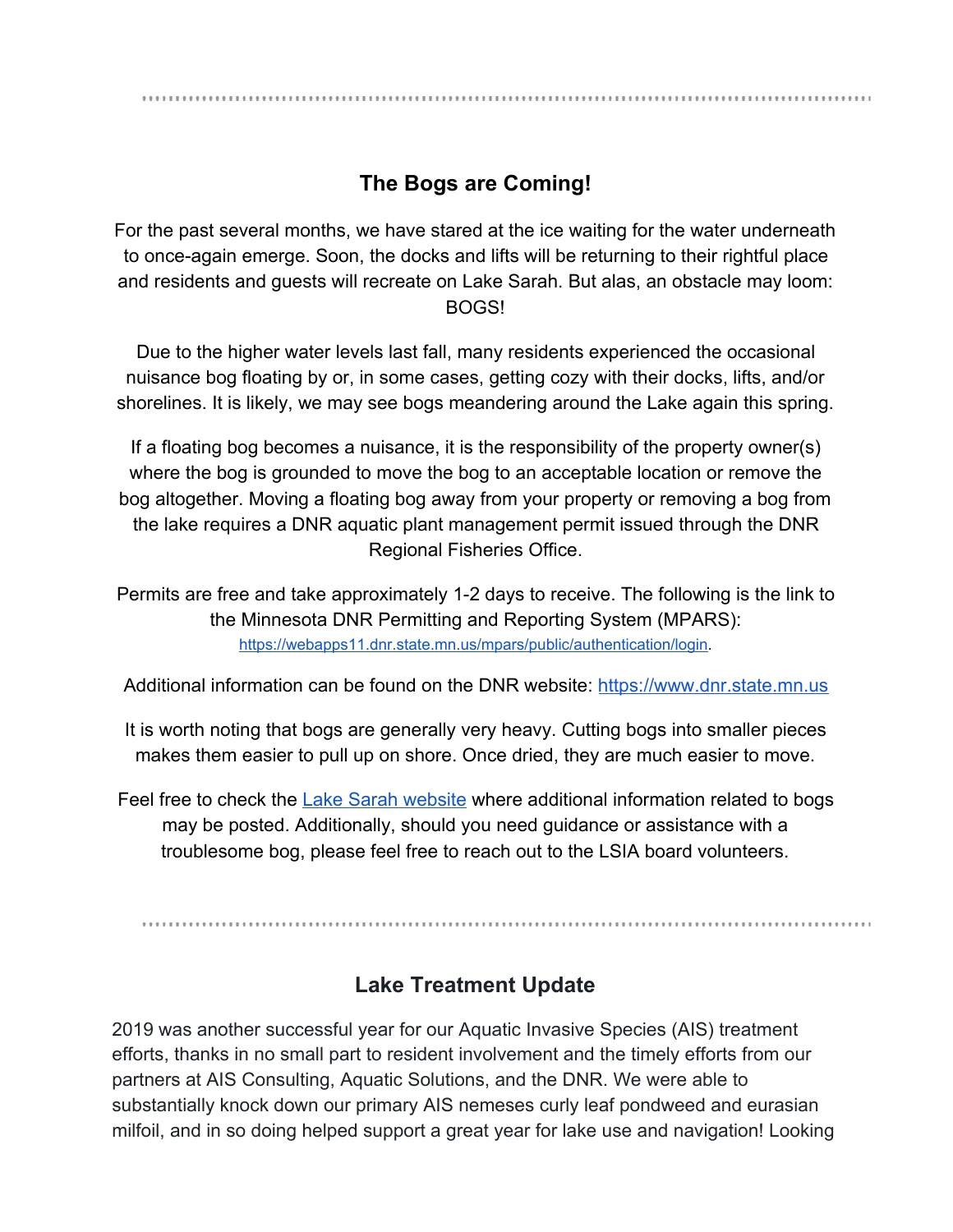## The Bogs are Coming!

For the past several months, we have stared at the ice waiting for the water underneath to once-again emerge. Soon, the docks and lifts will be returning to their rightful place and residents and guests will recreate on Lake Sarah. But alas, an obstacle may loom: BOGS!

Due to the higher water levels last fall, many residents experienced the occasional nuisance bog floating by or, in some cases, getting cozy with their docks, lifts, and/or shorelines. It is likely, we may see bogs meandering around the Lake again this spring.

If a floating bog becomes a nuisance, it is the responsibility of the property owner(s) where the bog is grounded to move the bog to an acceptable location or remove the bog altogether. Moving a floating bog away from your property or removing a bog from the lake requires a DNR aquatic plant management permit issued through the DNR Regional Fisheries Office.

Permits are free and take approximately 1-2 days to receive. The following is the link to the Minnesota DNR Permitting and Reporting System (MPARS): https://webapps11.dnr.state.mn.us/mpars/public/authentication/login.

Additional information can be found on the DNR website: https://www.dnr.state.mn.us

It is worth noting that bogs are generally very heavy. Cutting bogs into smaller pieces makes them easier to pull up on shore. Once dried, they are much easier to move.

Feel free to check the Lake Sarah website where additional information related to bogs may be posted. Additionally, should you need guidance or assistance with a troublesome bog, please feel free to reach out to the LSIA board volunteers.

## Lake Treatment Update

2019 was another successful year for our Aquatic Invasive Species (AIS) treatment efforts, thanks in no small part to resident involvement and the timely efforts from our partners at AIS Consulting, Aquatic Solutions, and the DNR. We were able to substantially knock down our primary AIS nemeses curly leaf pondweed and eurasian milfoil, and in so doing helped support a great year for lake use and navigation! Looking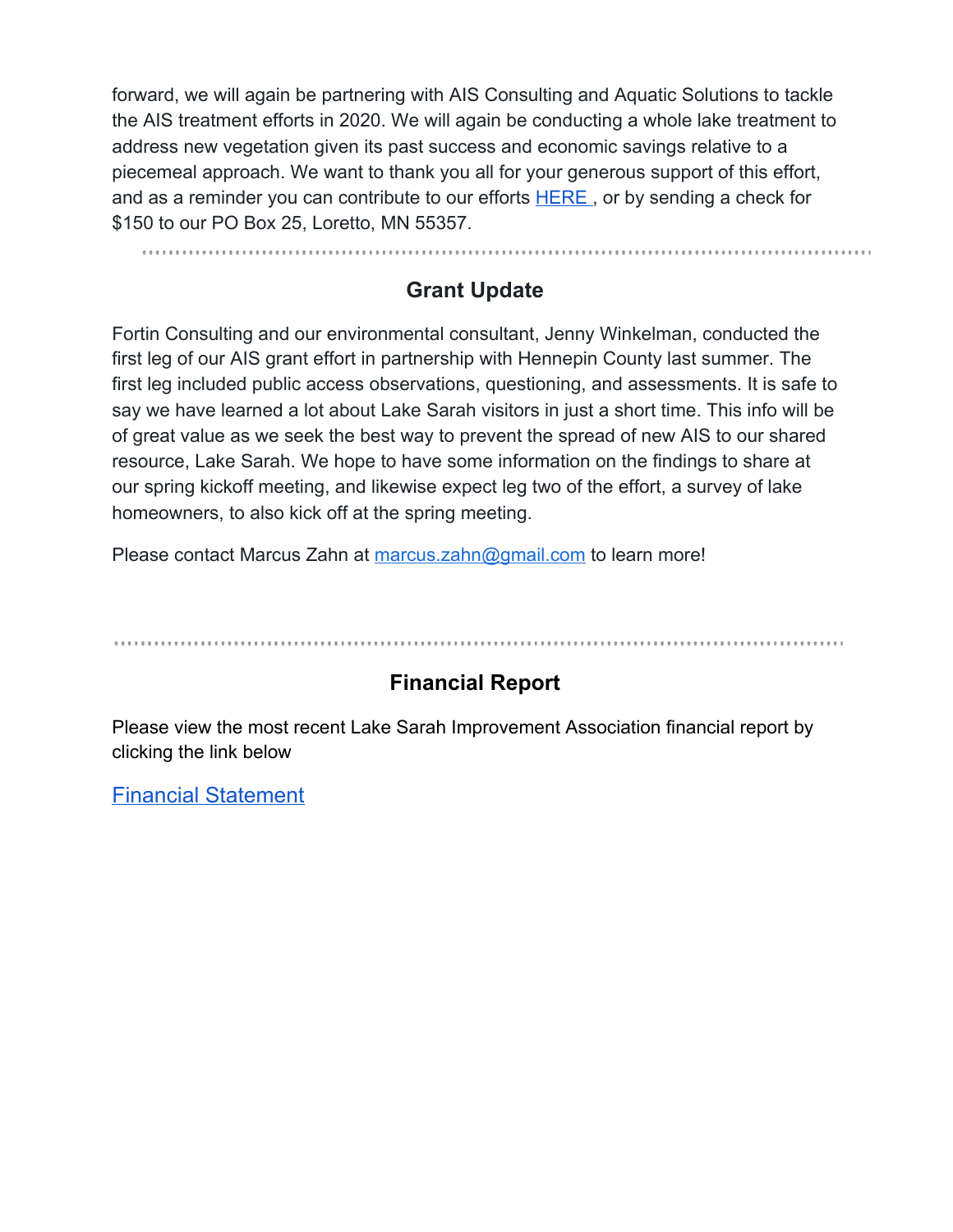forward, we will again be partnering with AIS Consulting and Aquatic Solutions to tackle the AIS treatment efforts in 2020. We will again be conducting a whole lake treatment to address new vegetation given its past success and economic savings relative to a piecemeal approach. We want to thank you all for your generous support of this effort, and as a reminder you can contribute to our efforts [HERE](), or by sending a check for $150 to our PO Box 25, Loretto, MN 55357.

---

## Grant Update

Fortin Consulting and our environmental consultant, Jenny Winkelman, conducted the first leg of our AIS grant effort in partnership with Hennepin County last summer. The first leg included public access observations, questioning, and assessments. It is safe to say we have learned a lot about Lake Sarah visitors in just a short time. This info will be of great value as we seek the best way to prevent the spread of new AIS to our shared resource, Lake Sarah. We hope to have some information on the findings to share at our spring kickoff meeting, and likewise expect leg two of the effort, a survey of lake homeowners, to also kick off at the spring meeting.

Please contact Marcus Zahn at marcus.zahn@gmail.com to learn more!

---

## Financial Report

Please view the most recent Lake Sarah Improvement Association financial report by clicking the link below

[Financial Statement]()